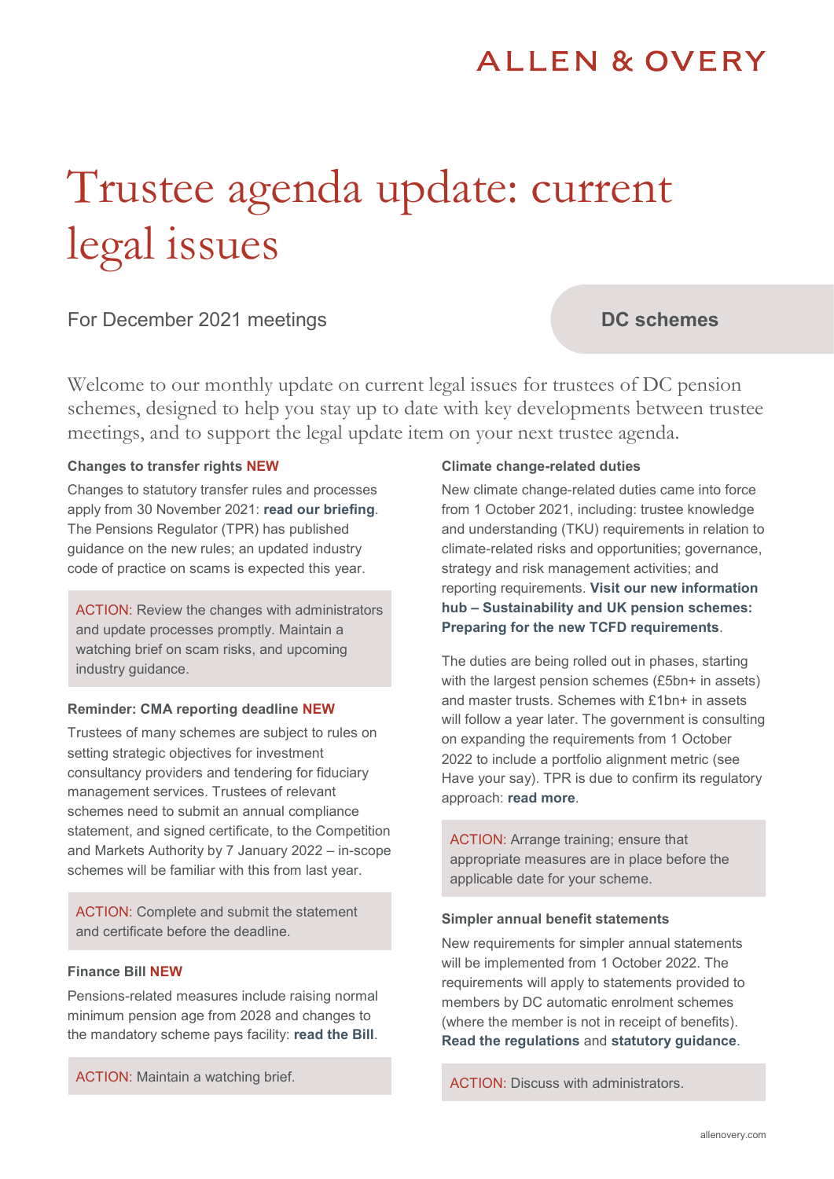ALLEN & OVERY

# Trustee agenda update: current legal issues

For December 2021 meetings

**DC schemes**

Welcome to our monthly update on current legal issues for trustees of DC pension schemes, designed to help you stay up to date with key developments between trustee meetings, and to support the legal update item on your next trustee agenda.

### Changes to transfer rights NEW

Changes to statutory transfer rules and processes apply from 30 November 2021: **read our briefing**. The Pensions Regulator (TPR) has published guidance on the new rules; an updated industry code of practice on scams is expected this year.

> ACTION: Review the changes with administrators and update processes promptly. Maintain a watching brief on scam risks, and upcoming industry guidance.

### Reminder: CMA reporting deadline NEW

Trustees of many schemes are subject to rules on setting strategic objectives for investment consultancy providers and tendering for fiduciary management services. Trustees of relevant schemes need to submit an annual compliance statement, and signed certificate, to the Competition and Markets Authority by 7 January 2022 – in-scope schemes will be familiar with this from last year.

> ACTION: Complete and submit the statement and certificate before the deadline.

### Finance Bill NEW

Pensions-related measures include raising normal minimum pension age from 2028 and changes to the mandatory scheme pays facility: **read the Bill**.

> ACTION: Maintain a watching brief.

### Climate change-related duties

New climate change-related duties came into force from 1 October 2021, including: trustee knowledge and understanding (TKU) requirements in relation to climate-related risks and opportunities; governance, strategy and risk management activities; and reporting requirements. **Visit our new information hub – Sustainability and UK pension schemes: Preparing for the new TCFD requirements**.

The duties are being rolled out in phases, starting with the largest pension schemes (£5bn+ in assets) and master trusts. Schemes with £1bn+ in assets will follow a year later. The government is consulting on expanding the requirements from 1 October 2022 to include a portfolio alignment metric (see Have your say). TPR is due to confirm its regulatory approach: **read more**.

> ACTION: Arrange training; ensure that appropriate measures are in place before the applicable date for your scheme.

### Simpler annual benefit statements

New requirements for simpler annual statements will be implemented from 1 October 2022. The requirements will apply to statements provided to members by DC automatic enrolment schemes (where the member is not in receipt of benefits). **Read the regulations** and **statutory guidance**.

> ACTION: Discuss with administrators.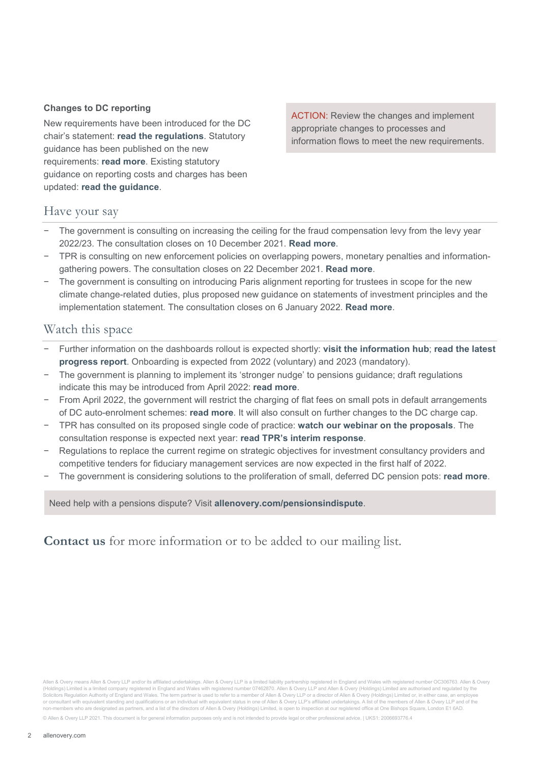**Changes to DC reporting**

New requirements have been introduced for the DC chair's statement: **read the regulations**. Statutory guidance has been published on the new requirements: **read more**. Existing statutory guidance on reporting costs and charges has been updated: **read the guidance**.

ACTION: Review the changes and implement appropriate changes to processes and information flows to meet the new requirements.

## Have your say

- The government is consulting on increasing the ceiling for the fraud compensation levy from the levy year 2022/23. The consultation closes on 10 December 2021. **Read more**.
- TPR is consulting on new enforcement policies on overlapping powers, monetary penalties and information-gathering powers. The consultation closes on 22 December 2021. **Read more**.
- The government is consulting on introducing Paris alignment reporting for trustees in scope for the new climate change-related duties, plus proposed new guidance on statements of investment principles and the implementation statement. The consultation closes on 6 January 2022. **Read more**.

## Watch this space

- Further information on the dashboards rollout is expected shortly: **visit the information hub**; **read the latest progress report**. Onboarding is expected from 2022 (voluntary) and 2023 (mandatory).
- The government is planning to implement its 'stronger nudge' to pensions guidance; draft regulations indicate this may be introduced from April 2022: **read more**.
- From April 2022, the government will restrict the charging of flat fees on small pots in default arrangements of DC auto-enrolment schemes: **read more**. It will also consult on further changes to the DC charge cap.
- TPR has consulted on its proposed single code of practice: **watch our webinar on the proposals**. The consultation response is expected next year: **read TPR's interim response**.
- Regulations to replace the current regime on strategic objectives for investment consultancy providers and competitive tenders for fiduciary management services are now expected in the first half of 2022.
- The government is considering solutions to the proliferation of small, deferred DC pension pots: **read more**.

Need help with a pensions dispute? Visit **allenovery.com/pensionsindispute**.

**Contact us** for more information or to be added to our mailing list.

Allen & Overy means Allen & Overy LLP and/or its affiliated undertakings. Allen & Overy LLP is a limited liability partnership registered in England and Wales with registered number OC306763. Allen & Overy (Holdings) Limited is a limited company registered in England and Wales with registered number 07462870. Allen & Overy LLP and Allen & Overy (Holdings) Limited are authorised and regulated by the Solicitors Regulation Authority of England and Wales. The term partner is used to refer to a member of Allen & Overy LLP or a director of Allen & Overy (Holdings) Limited or, in either case, an employee or consultant with equivalent standing and qualifications or an individual with equivalent status in one of Allen & Overy LLP's affiliated undertakings. A list of the members of Allen & Overy LLP and of the non-members who are designated as partners, and a list of the directors of Allen & Overy (Holdings) Limited, is open to inspection at our registered office at One Bishops Square, London E1 6AD.

© Allen & Overy LLP 2021. This document is for general information purposes only and is not intended to provide legal or other professional advice. | UKS1: 2006693776.4